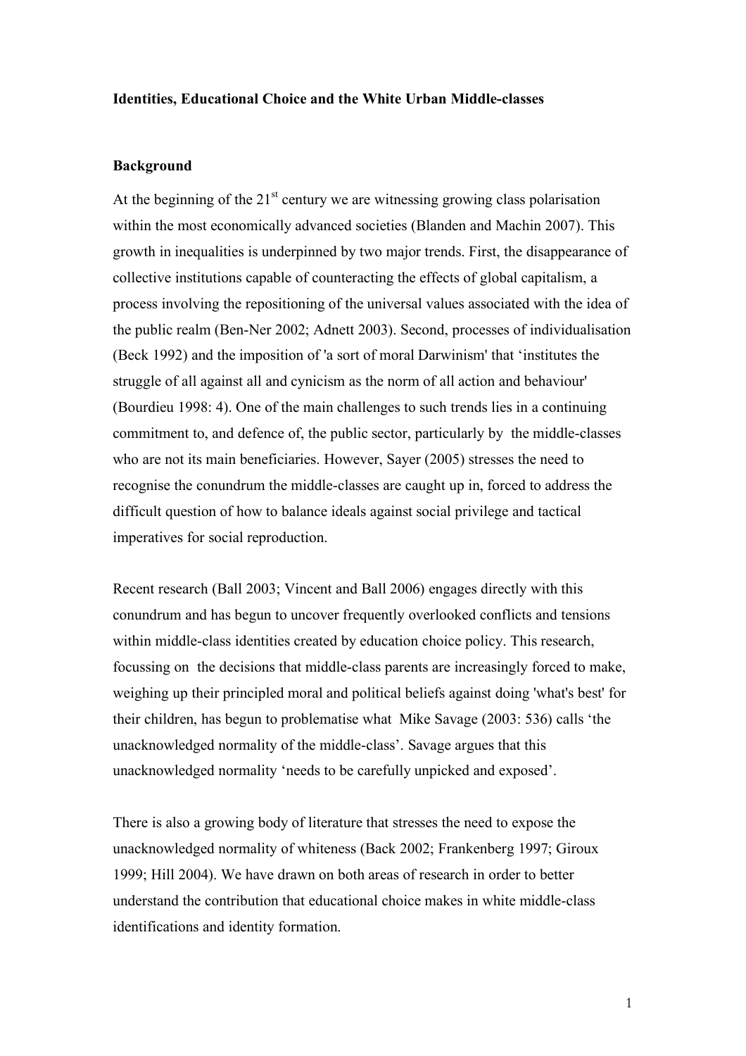**Identities, Educational Choice and the White Urban Middle-classes**

**Background**

At the beginning of the 21st century we are witnessing growing class polarisation within the most economically advanced societies (Blanden and Machin 2007). This growth in inequalities is underpinned by two major trends. First, the disappearance of collective institutions capable of counteracting the effects of global capitalism, a process involving the repositioning of the universal values associated with the idea of the public realm (Ben-Ner 2002; Adnett 2003). Second, processes of individualisation (Beck 1992) and the imposition of 'a sort of moral Darwinism' that 'institutes the struggle of all against all and cynicism as the norm of all action and behaviour' (Bourdieu 1998: 4). One of the main challenges to such trends lies in a continuing commitment to, and defence of, the public sector, particularly by the middle-classes who are not its main beneficiaries. However, Sayer (2005) stresses the need to recognise the conundrum the middle-classes are caught up in, forced to address the difficult question of how to balance ideals against social privilege and tactical imperatives for social reproduction.

Recent research (Ball 2003; Vincent and Ball 2006) engages directly with this conundrum and has begun to uncover frequently overlooked conflicts and tensions within middle-class identities created by education choice policy. This research, focussing on the decisions that middle-class parents are increasingly forced to make, weighing up their principled moral and political beliefs against doing 'what's best' for their children, has begun to problematise what Mike Savage (2003: 536) calls 'the unacknowledged normality of the middle-class'. Savage argues that this unacknowledged normality 'needs to be carefully unpicked and exposed'.

There is also a growing body of literature that stresses the need to expose the unacknowledged normality of whiteness (Back 2002; Frankenberg 1997; Giroux 1999; Hill 2004). We have drawn on both areas of research in order to better understand the contribution that educational choice makes in white middle-class identifications and identity formation.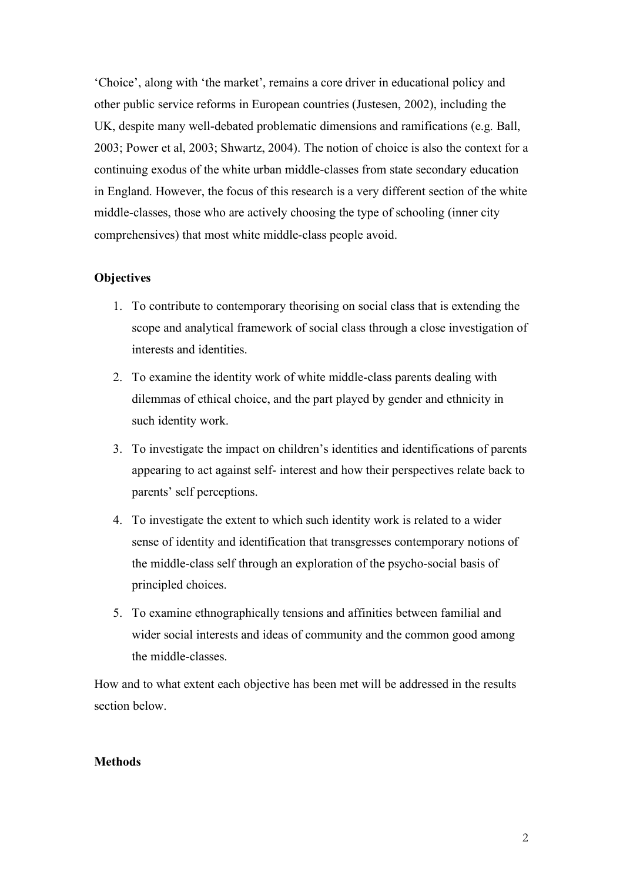'Choice', along with 'the market', remains a core driver in educational policy and other public service reforms in European countries (Justesen, 2002), including the UK, despite many well-debated problematic dimensions and ramifications (e.g. Ball, 2003; Power et al, 2003; Shwartz, 2004). The notion of choice is also the context for a continuing exodus of the white urban middle-classes from state secondary education in England. However, the focus of this research is a very different section of the white middle-classes, those who are actively choosing the type of schooling (inner city comprehensives) that most white middle-class people avoid.

**Objectives**

1. To contribute to contemporary theorising on social class that is extending the scope and analytical framework of social class through a close investigation of interests and identities.
2. To examine the identity work of white middle-class parents dealing with dilemmas of ethical choice, and the part played by gender and ethnicity in such identity work.
3. To investigate the impact on children's identities and identifications of parents appearing to act against self- interest and how their perspectives relate back to parents' self perceptions.
4. To investigate the extent to which such identity work is related to a wider sense of identity and identification that transgresses contemporary notions of the middle-class self through an exploration of the psycho-social basis of principled choices.
5. To examine ethnographically tensions and affinities between familial and wider social interests and ideas of community and the common good among the middle-classes.

How and to what extent each objective has been met will be addressed in the results section below.

**Methods**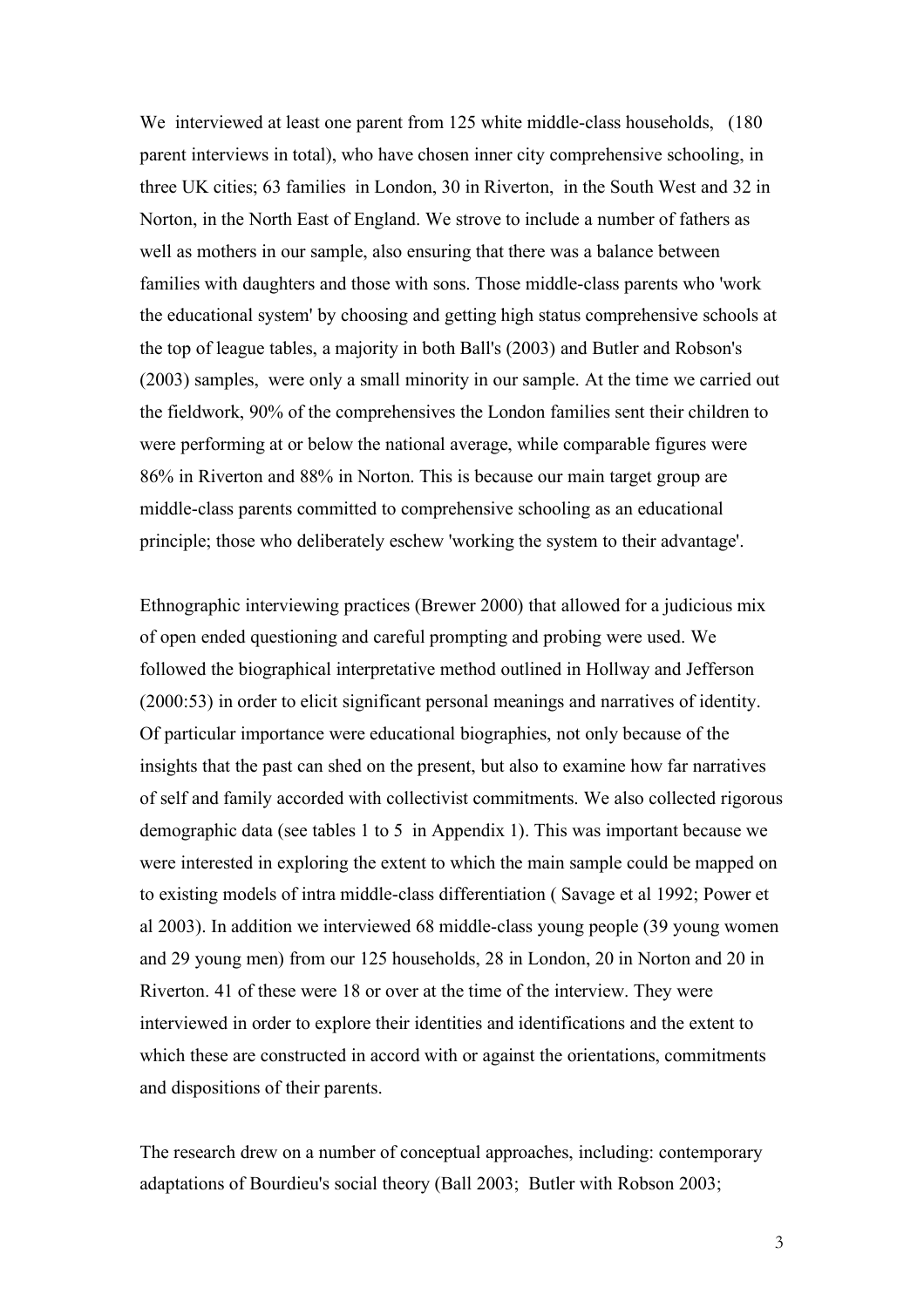We interviewed at least one parent from 125 white middle-class households, (180 parent interviews in total), who have chosen inner city comprehensive schooling, in three UK cities; 63 families in London, 30 in Riverton, in the South West and 32 in Norton, in the North East of England. We strove to include a number of fathers as well as mothers in our sample, also ensuring that there was a balance between families with daughters and those with sons. Those middle-class parents who 'work the educational system' by choosing and getting high status comprehensive schools at the top of league tables, a majority in both Ball's (2003) and Butler and Robson's (2003) samples, were only a small minority in our sample. At the time we carried out the fieldwork, 90% of the comprehensives the London families sent their children to were performing at or below the national average, while comparable figures were 86% in Riverton and 88% in Norton. This is because our main target group are middle-class parents committed to comprehensive schooling as an educational principle; those who deliberately eschew 'working the system to their advantage'.

Ethnographic interviewing practices (Brewer 2000) that allowed for a judicious mix of open ended questioning and careful prompting and probing were used. We followed the biographical interpretative method outlined in Hollway and Jefferson (2000:53) in order to elicit significant personal meanings and narratives of identity. Of particular importance were educational biographies, not only because of the insights that the past can shed on the present, but also to examine how far narratives of self and family accorded with collectivist commitments. We also collected rigorous demographic data (see tables 1 to 5 in Appendix 1). This was important because we were interested in exploring the extent to which the main sample could be mapped on to existing models of intra middle-class differentiation ( Savage et al 1992; Power et al 2003). In addition we interviewed 68 middle-class young people (39 young women and 29 young men) from our 125 households, 28 in London, 20 in Norton and 20 in Riverton. 41 of these were 18 or over at the time of the interview. They were interviewed in order to explore their identities and identifications and the extent to which these are constructed in accord with or against the orientations, commitments and dispositions of their parents.

The research drew on a number of conceptual approaches, including: contemporary adaptations of Bourdieu's social theory (Ball 2003; Butler with Robson 2003;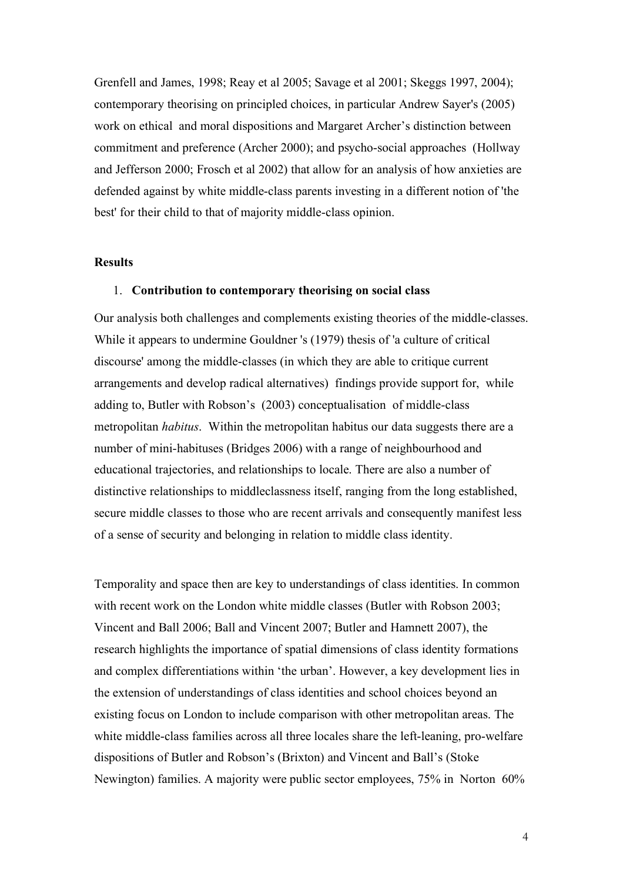Grenfell and James, 1998; Reay et al 2005; Savage et al 2001; Skeggs 1997, 2004); contemporary theorising on principled choices, in particular Andrew Sayer's (2005) work on ethical and moral dispositions and Margaret Archer's distinction between commitment and preference (Archer 2000); and psycho-social approaches (Hollway and Jefferson 2000; Frosch et al 2002) that allow for an analysis of how anxieties are defended against by white middle-class parents investing in a different notion of 'the best' for their child to that of majority middle-class opinion.

## Results

1. **Contribution to contemporary theorising on social class**

Our analysis both challenges and complements existing theories of the middle-classes. While it appears to undermine Gouldner 's (1979) thesis of 'a culture of critical discourse' among the middle-classes (in which they are able to critique current arrangements and develop radical alternatives) findings provide support for, while adding to, Butler with Robson's (2003) conceptualisation of middle-class metropolitan *habitus*. Within the metropolitan habitus our data suggests there are a number of mini-habituses (Bridges 2006) with a range of neighbourhood and educational trajectories, and relationships to locale. There are also a number of distinctive relationships to middleclassness itself, ranging from the long established, secure middle classes to those who are recent arrivals and consequently manifest less of a sense of security and belonging in relation to middle class identity.

Temporality and space then are key to understandings of class identities. In common with recent work on the London white middle classes (Butler with Robson 2003; Vincent and Ball 2006; Ball and Vincent 2007; Butler and Hamnett 2007), the research highlights the importance of spatial dimensions of class identity formations and complex differentiations within 'the urban'. However, a key development lies in the extension of understandings of class identities and school choices beyond an existing focus on London to include comparison with other metropolitan areas. The white middle-class families across all three locales share the left-leaning, pro-welfare dispositions of Butler and Robson's (Brixton) and Vincent and Ball's (Stoke Newington) families. A majority were public sector employees, 75% in Norton 60%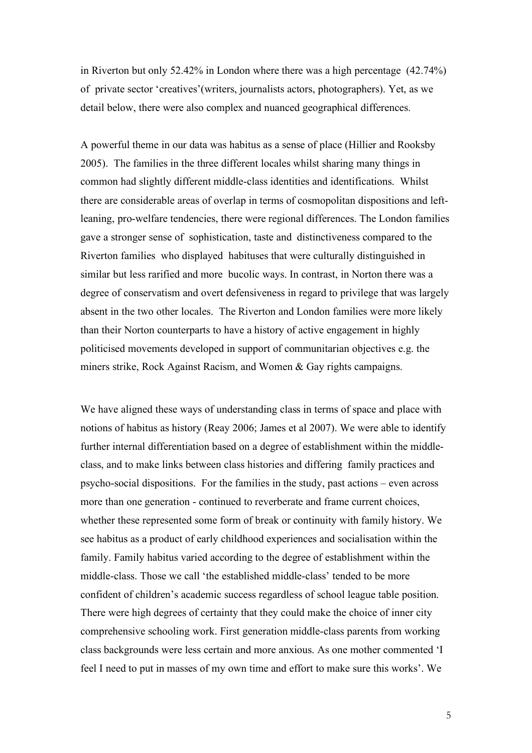in Riverton but only 52.42% in London where there was a high percentage (42.74%) of private sector 'creatives'(writers, journalists actors, photographers). Yet, as we detail below, there were also complex and nuanced geographical differences.

A powerful theme in our data was habitus as a sense of place (Hillier and Rooksby 2005). The families in the three different locales whilst sharing many things in common had slightly different middle-class identities and identifications. Whilst there are considerable areas of overlap in terms of cosmopolitan dispositions and left-leaning, pro-welfare tendencies, there were regional differences. The London families gave a stronger sense of sophistication, taste and distinctiveness compared to the Riverton families who displayed habituses that were culturally distinguished in similar but less rarified and more bucolic ways. In contrast, in Norton there was a degree of conservatism and overt defensiveness in regard to privilege that was largely absent in the two other locales. The Riverton and London families were more likely than their Norton counterparts to have a history of active engagement in highly politicised movements developed in support of communitarian objectives e.g. the miners strike, Rock Against Racism, and Women & Gay rights campaigns.

We have aligned these ways of understanding class in terms of space and place with notions of habitus as history (Reay 2006; James et al 2007). We were able to identify further internal differentiation based on a degree of establishment within the middle-class, and to make links between class histories and differing family practices and psycho-social dispositions. For the families in the study, past actions – even across more than one generation - continued to reverberate and frame current choices, whether these represented some form of break or continuity with family history. We see habitus as a product of early childhood experiences and socialisation within the family. Family habitus varied according to the degree of establishment within the middle-class. Those we call 'the established middle-class' tended to be more confident of children's academic success regardless of school league table position. There were high degrees of certainty that they could make the choice of inner city comprehensive schooling work. First generation middle-class parents from working class backgrounds were less certain and more anxious. As one mother commented 'I feel I need to put in masses of my own time and effort to make sure this works'. We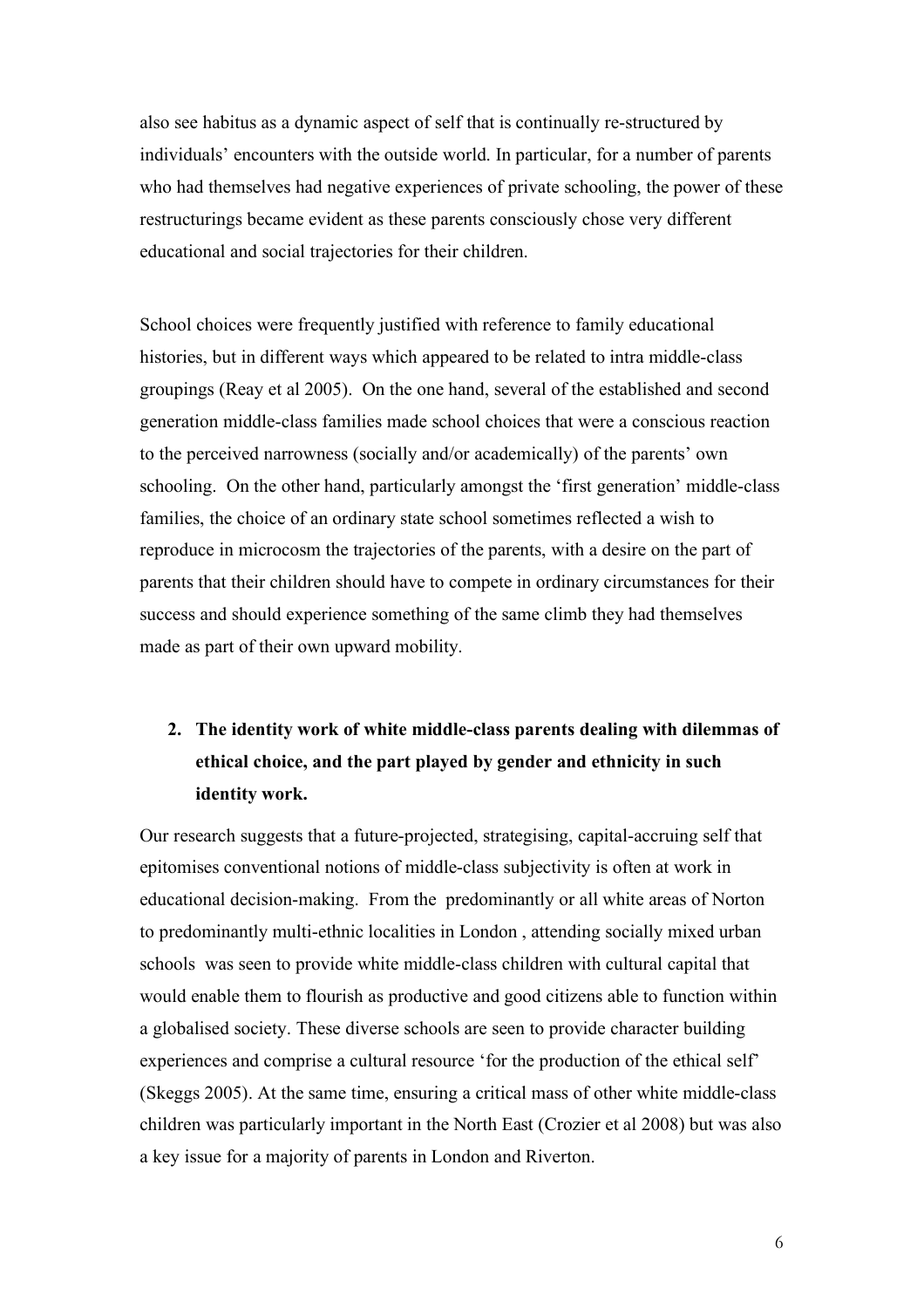also see habitus as a dynamic aspect of self that is continually re-structured by individuals' encounters with the outside world. In particular, for a number of parents who had themselves had negative experiences of private schooling, the power of these restructurings became evident as these parents consciously chose very different educational and social trajectories for their children.

School choices were frequently justified with reference to family educational histories, but in different ways which appeared to be related to intra middle-class groupings (Reay et al 2005). On the one hand, several of the established and second generation middle-class families made school choices that were a conscious reaction to the perceived narrowness (socially and/or academically) of the parents' own schooling. On the other hand, particularly amongst the 'first generation' middle-class families, the choice of an ordinary state school sometimes reflected a wish to reproduce in microcosm the trajectories of the parents, with a desire on the part of parents that their children should have to compete in ordinary circumstances for their success and should experience something of the same climb they had themselves made as part of their own upward mobility.

## 2. The identity work of white middle-class parents dealing with dilemmas of ethical choice, and the part played by gender and ethnicity in such identity work.

Our research suggests that a future-projected, strategising, capital-accruing self that epitomises conventional notions of middle-class subjectivity is often at work in educational decision-making. From the predominantly or all white areas of Norton to predominantly multi-ethnic localities in London , attending socially mixed urban schools was seen to provide white middle-class children with cultural capital that would enable them to flourish as productive and good citizens able to function within a globalised society. These diverse schools are seen to provide character building experiences and comprise a cultural resource 'for the production of the ethical self' (Skeggs 2005). At the same time, ensuring a critical mass of other white middle-class children was particularly important in the North East (Crozier et al 2008) but was also a key issue for a majority of parents in London and Riverton.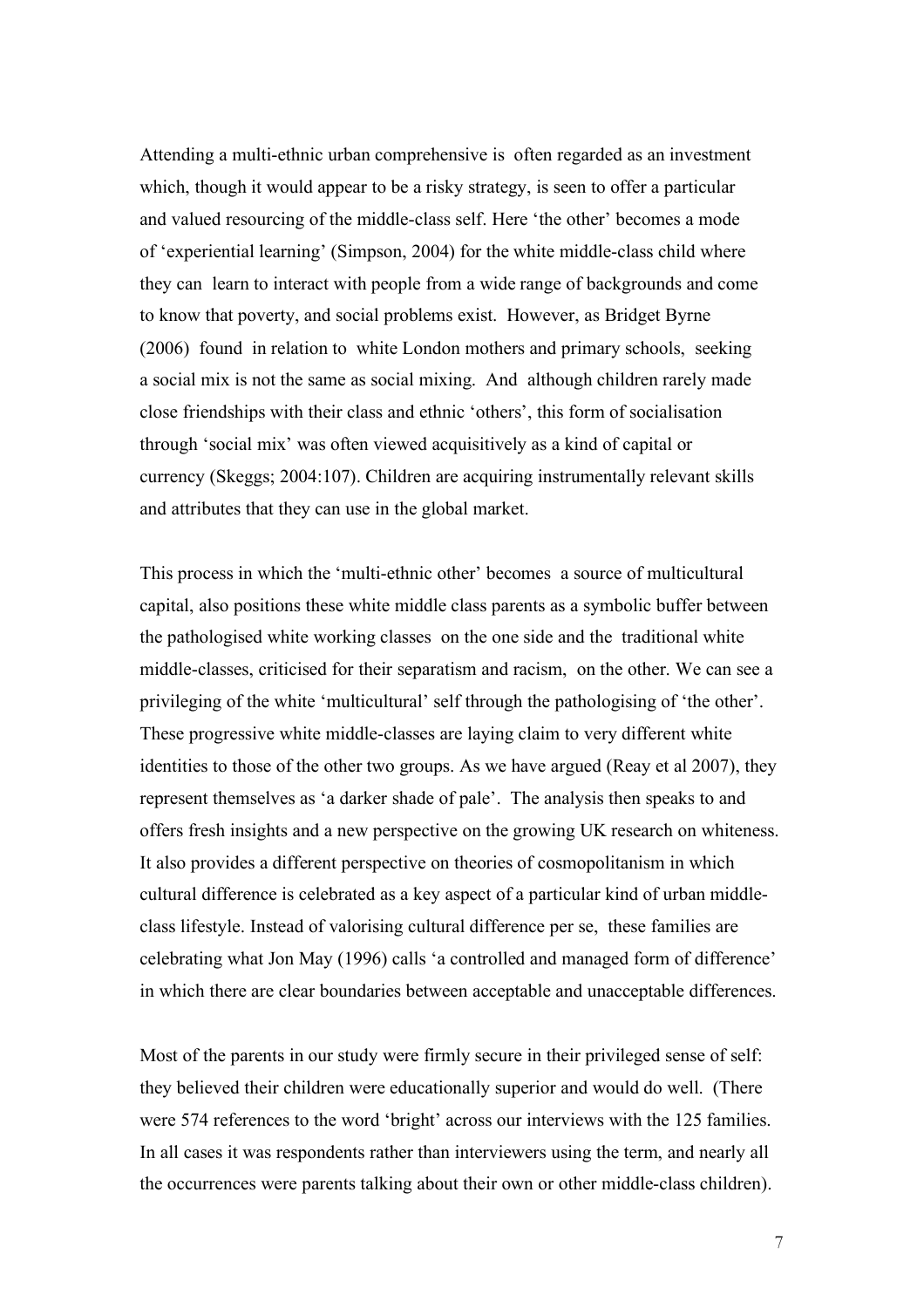Attending a multi-ethnic urban comprehensive is often regarded as an investment which, though it would appear to be a risky strategy, is seen to offer a particular and valued resourcing of the middle-class self. Here 'the other' becomes a mode of 'experiential learning' (Simpson, 2004) for the white middle-class child where they can learn to interact with people from a wide range of backgrounds and come to know that poverty, and social problems exist. However, as Bridget Byrne (2006) found in relation to white London mothers and primary schools, seeking a social mix is not the same as social mixing. And although children rarely made close friendships with their class and ethnic 'others', this form of socialisation through 'social mix' was often viewed acquisitively as a kind of capital or currency (Skeggs; 2004:107). Children are acquiring instrumentally relevant skills and attributes that they can use in the global market.

This process in which the 'multi-ethnic other' becomes a source of multicultural capital, also positions these white middle class parents as a symbolic buffer between the pathologised white working classes on the one side and the traditional white middle-classes, criticised for their separatism and racism, on the other. We can see a privileging of the white 'multicultural' self through the pathologising of 'the other'. These progressive white middle-classes are laying claim to very different white identities to those of the other two groups. As we have argued (Reay et al 2007), they represent themselves as 'a darker shade of pale'. The analysis then speaks to and offers fresh insights and a new perspective on the growing UK research on whiteness. It also provides a different perspective on theories of cosmopolitanism in which cultural difference is celebrated as a key aspect of a particular kind of urban middle-class lifestyle. Instead of valorising cultural difference per se, these families are celebrating what Jon May (1996) calls 'a controlled and managed form of difference' in which there are clear boundaries between acceptable and unacceptable differences.

Most of the parents in our study were firmly secure in their privileged sense of self: they believed their children were educationally superior and would do well. (There were 574 references to the word 'bright' across our interviews with the 125 families. In all cases it was respondents rather than interviewers using the term, and nearly all the occurrences were parents talking about their own or other middle-class children).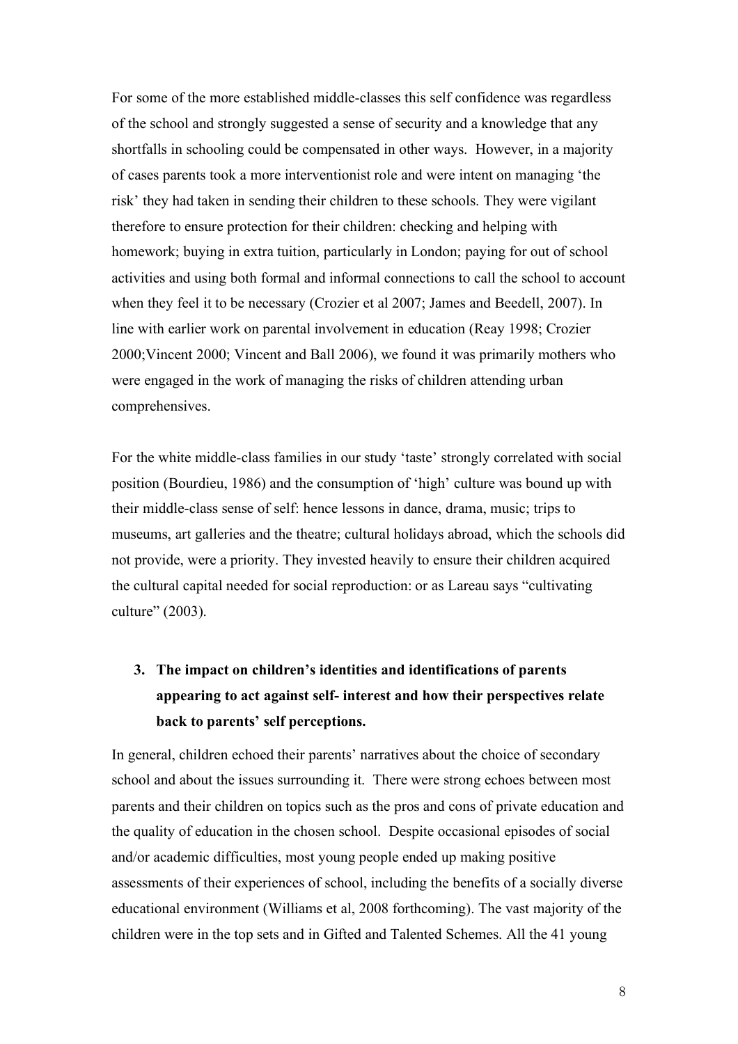For some of the more established middle-classes this self confidence was regardless of the school and strongly suggested a sense of security and a knowledge that any shortfalls in schooling could be compensated in other ways. However, in a majority of cases parents took a more interventionist role and were intent on managing 'the risk' they had taken in sending their children to these schools. They were vigilant therefore to ensure protection for their children: checking and helping with homework; buying in extra tuition, particularly in London; paying for out of school activities and using both formal and informal connections to call the school to account when they feel it to be necessary (Crozier et al 2007; James and Beedell, 2007). In line with earlier work on parental involvement in education (Reay 1998; Crozier 2000;Vincent 2000; Vincent and Ball 2006), we found it was primarily mothers who were engaged in the work of managing the risks of children attending urban comprehensives.

For the white middle-class families in our study 'taste' strongly correlated with social position (Bourdieu, 1986) and the consumption of 'high' culture was bound up with their middle-class sense of self: hence lessons in dance, drama, music; trips to museums, art galleries and the theatre; cultural holidays abroad, which the schools did not provide, were a priority. They invested heavily to ensure their children acquired the cultural capital needed for social reproduction: or as Lareau says "cultivating culture" (2003).

### 3. The impact on children's identities and identifications of parents appearing to act against self- interest and how their perspectives relate back to parents' self perceptions.

In general, children echoed their parents' narratives about the choice of secondary school and about the issues surrounding it. There were strong echoes between most parents and their children on topics such as the pros and cons of private education and the quality of education in the chosen school. Despite occasional episodes of social and/or academic difficulties, most young people ended up making positive assessments of their experiences of school, including the benefits of a socially diverse educational environment (Williams et al, 2008 forthcoming). The vast majority of the children were in the top sets and in Gifted and Talented Schemes. All the 41 young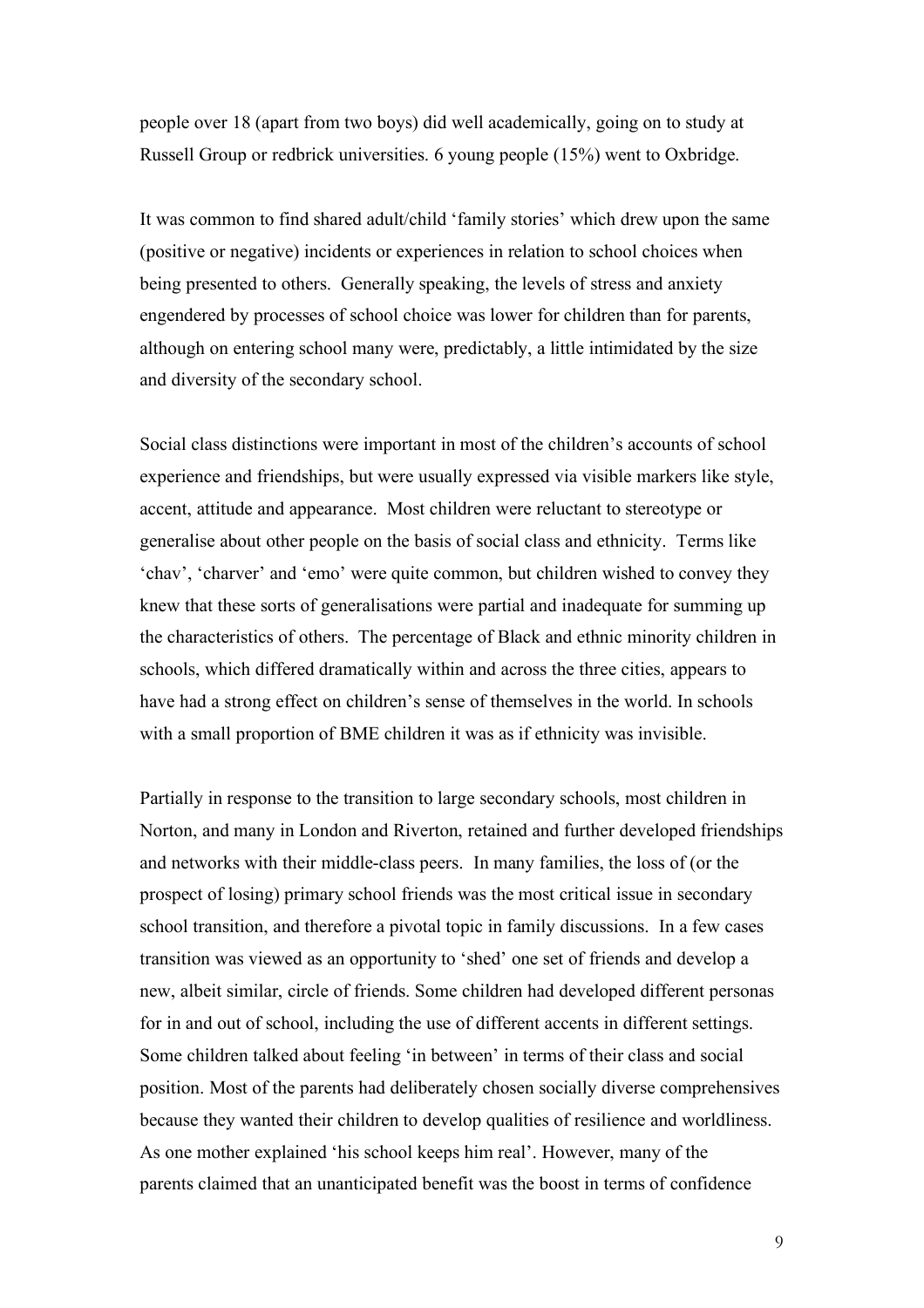people over 18 (apart from two boys) did well academically, going on to study at Russell Group or redbrick universities. 6 young people (15%) went to Oxbridge.

It was common to find shared adult/child 'family stories' which drew upon the same (positive or negative) incidents or experiences in relation to school choices when being presented to others. Generally speaking, the levels of stress and anxiety engendered by processes of school choice was lower for children than for parents, although on entering school many were, predictably, a little intimidated by the size and diversity of the secondary school.

Social class distinctions were important in most of the children's accounts of school experience and friendships, but were usually expressed via visible markers like style, accent, attitude and appearance. Most children were reluctant to stereotype or generalise about other people on the basis of social class and ethnicity. Terms like 'chav', 'charver' and 'emo' were quite common, but children wished to convey they knew that these sorts of generalisations were partial and inadequate for summing up the characteristics of others. The percentage of Black and ethnic minority children in schools, which differed dramatically within and across the three cities, appears to have had a strong effect on children's sense of themselves in the world. In schools with a small proportion of BME children it was as if ethnicity was invisible.

Partially in response to the transition to large secondary schools, most children in Norton, and many in London and Riverton, retained and further developed friendships and networks with their middle-class peers. In many families, the loss of (or the prospect of losing) primary school friends was the most critical issue in secondary school transition, and therefore a pivotal topic in family discussions. In a few cases transition was viewed as an opportunity to 'shed' one set of friends and develop a new, albeit similar, circle of friends. Some children had developed different personas for in and out of school, including the use of different accents in different settings. Some children talked about feeling 'in between' in terms of their class and social position. Most of the parents had deliberately chosen socially diverse comprehensives because they wanted their children to develop qualities of resilience and worldliness. As one mother explained 'his school keeps him real'. However, many of the parents claimed that an unanticipated benefit was the boost in terms of confidence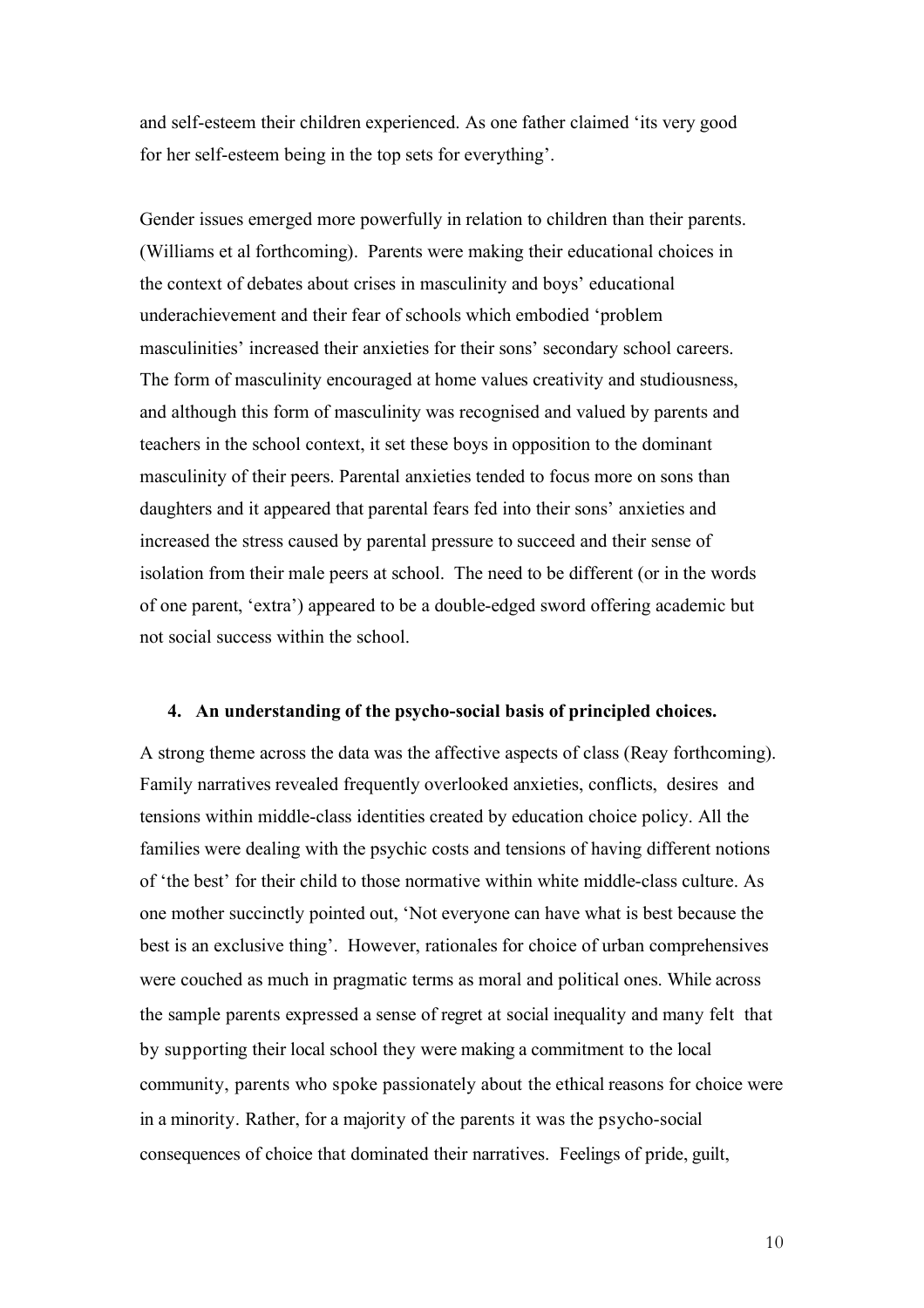and self-esteem their children experienced. As one father claimed 'its very good for her self-esteem being in the top sets for everything'.

Gender issues emerged more powerfully in relation to children than their parents. (Williams et al forthcoming). Parents were making their educational choices in the context of debates about crises in masculinity and boys' educational underachievement and their fear of schools which embodied 'problem masculinities' increased their anxieties for their sons' secondary school careers. The form of masculinity encouraged at home values creativity and studiousness, and although this form of masculinity was recognised and valued by parents and teachers in the school context, it set these boys in opposition to the dominant masculinity of their peers. Parental anxieties tended to focus more on sons than daughters and it appeared that parental fears fed into their sons' anxieties and increased the stress caused by parental pressure to succeed and their sense of isolation from their male peers at school. The need to be different (or in the words of one parent, 'extra') appeared to be a double-edged sword offering academic but not social success within the school.

#### 4. An understanding of the psycho-social basis of principled choices.

A strong theme across the data was the affective aspects of class (Reay forthcoming). Family narratives revealed frequently overlooked anxieties, conflicts, desires and tensions within middle-class identities created by education choice policy. All the families were dealing with the psychic costs and tensions of having different notions of 'the best' for their child to those normative within white middle-class culture. As one mother succinctly pointed out, 'Not everyone can have what is best because the best is an exclusive thing'. However, rationales for choice of urban comprehensives were couched as much in pragmatic terms as moral and political ones. While across the sample parents expressed a sense of regret at social inequality and many felt that by supporting their local school they were making a commitment to the local community, parents who spoke passionately about the ethical reasons for choice were in a minority. Rather, for a majority of the parents it was the psycho-social consequences of choice that dominated their narratives. Feelings of pride, guilt,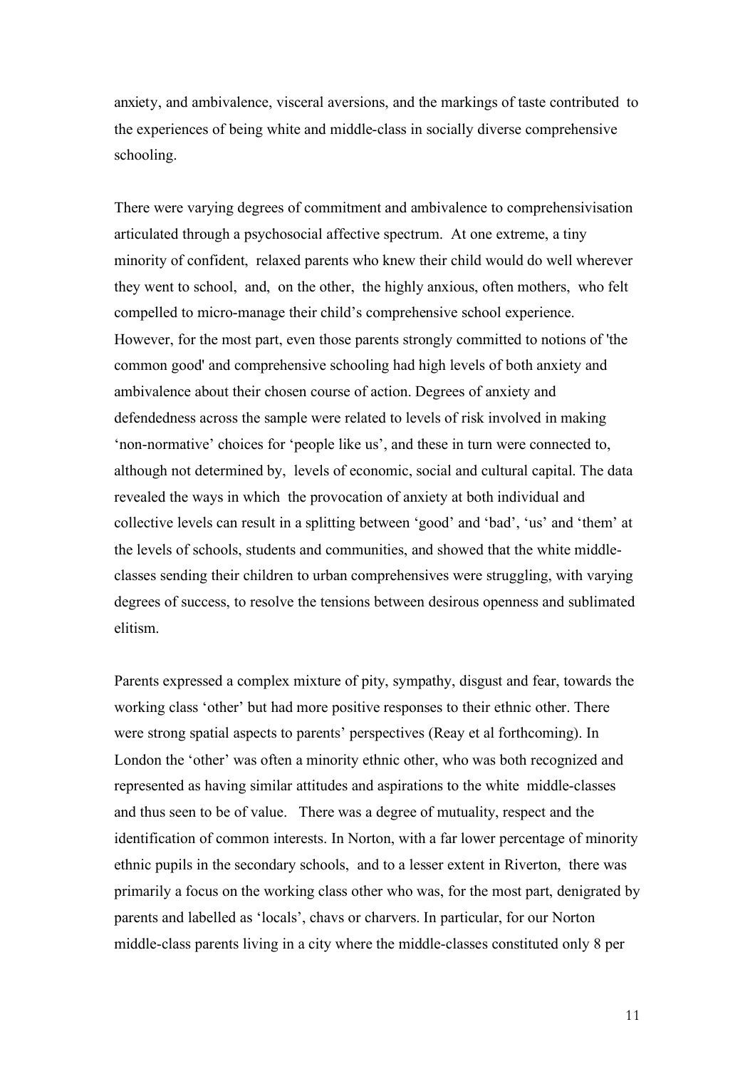anxiety, and ambivalence, visceral aversions, and the markings of taste contributed to the experiences of being white and middle-class in socially diverse comprehensive schooling.

There were varying degrees of commitment and ambivalence to comprehensivisation articulated through a psychosocial affective spectrum. At one extreme, a tiny minority of confident, relaxed parents who knew their child would do well wherever they went to school, and, on the other, the highly anxious, often mothers, who felt compelled to micro-manage their child's comprehensive school experience. However, for the most part, even those parents strongly committed to notions of 'the common good' and comprehensive schooling had high levels of both anxiety and ambivalence about their chosen course of action. Degrees of anxiety and defendedness across the sample were related to levels of risk involved in making 'non-normative' choices for 'people like us', and these in turn were connected to, although not determined by, levels of economic, social and cultural capital. The data revealed the ways in which the provocation of anxiety at both individual and collective levels can result in a splitting between 'good' and 'bad', 'us' and 'them' at the levels of schools, students and communities, and showed that the white middle-classes sending their children to urban comprehensives were struggling, with varying degrees of success, to resolve the tensions between desirous openness and sublimated elitism.

Parents expressed a complex mixture of pity, sympathy, disgust and fear, towards the working class 'other' but had more positive responses to their ethnic other. There were strong spatial aspects to parents' perspectives (Reay et al forthcoming). In London the 'other' was often a minority ethnic other, who was both recognized and represented as having similar attitudes and aspirations to the white middle-classes and thus seen to be of value. There was a degree of mutuality, respect and the identification of common interests. In Norton, with a far lower percentage of minority ethnic pupils in the secondary schools, and to a lesser extent in Riverton, there was primarily a focus on the working class other who was, for the most part, denigrated by parents and labelled as 'locals', chavs or charvers. In particular, for our Norton middle-class parents living in a city where the middle-classes constituted only 8 per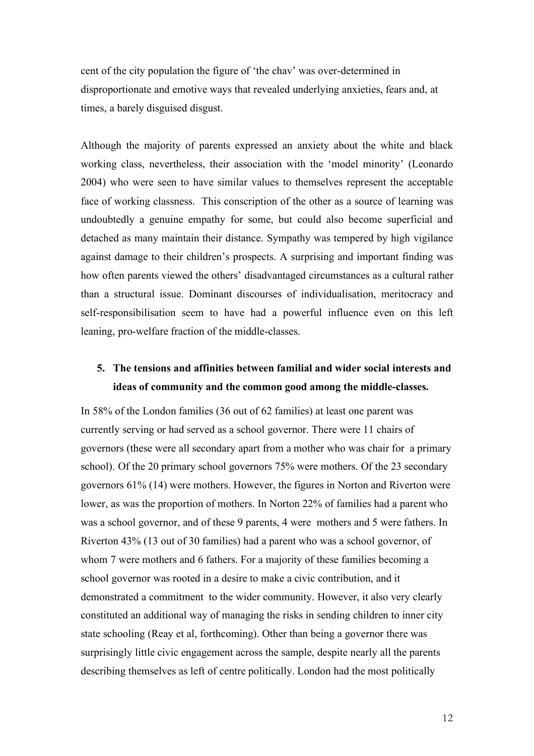cent of the city population the figure of 'the chav' was over-determined in disproportionate and emotive ways that revealed underlying anxieties, fears and, at times, a barely disguised disgust.

Although the majority of parents expressed an anxiety about the white and black working class, nevertheless, their association with the 'model minority' (Leonardo 2004) who were seen to have similar values to themselves represent the acceptable face of working classness. This conscription of the other as a source of learning was undoubtedly a genuine empathy for some, but could also become superficial and detached as many maintain their distance. Sympathy was tempered by high vigilance against damage to their children's prospects. A surprising and important finding was how often parents viewed the others' disadvantaged circumstances as a cultural rather than a structural issue. Dominant discourses of individualisation, meritocracy and self-responsibilisation seem to have had a powerful influence even on this left leaning, pro-welfare fraction of the middle-classes.

## 5. The tensions and affinities between familial and wider social interests and ideas of community and the common good among the middle-classes.

In 58% of the London families (36 out of 62 families) at least one parent was currently serving or had served as a school governor. There were 11 chairs of governors (these were all secondary apart from a mother who was chair for a primary school). Of the 20 primary school governors 75% were mothers. Of the 23 secondary governors 61% (14) were mothers. However, the figures in Norton and Riverton were lower, as was the proportion of mothers. In Norton 22% of families had a parent who was a school governor, and of these 9 parents, 4 were mothers and 5 were fathers. In Riverton 43% (13 out of 30 families) had a parent who was a school governor, of whom 7 were mothers and 6 fathers. For a majority of these families becoming a school governor was rooted in a desire to make a civic contribution, and it demonstrated a commitment to the wider community. However, it also very clearly constituted an additional way of managing the risks in sending children to inner city state schooling (Reay et al, forthcoming). Other than being a governor there was surprisingly little civic engagement across the sample, despite nearly all the parents describing themselves as left of centre politically. London had the most politically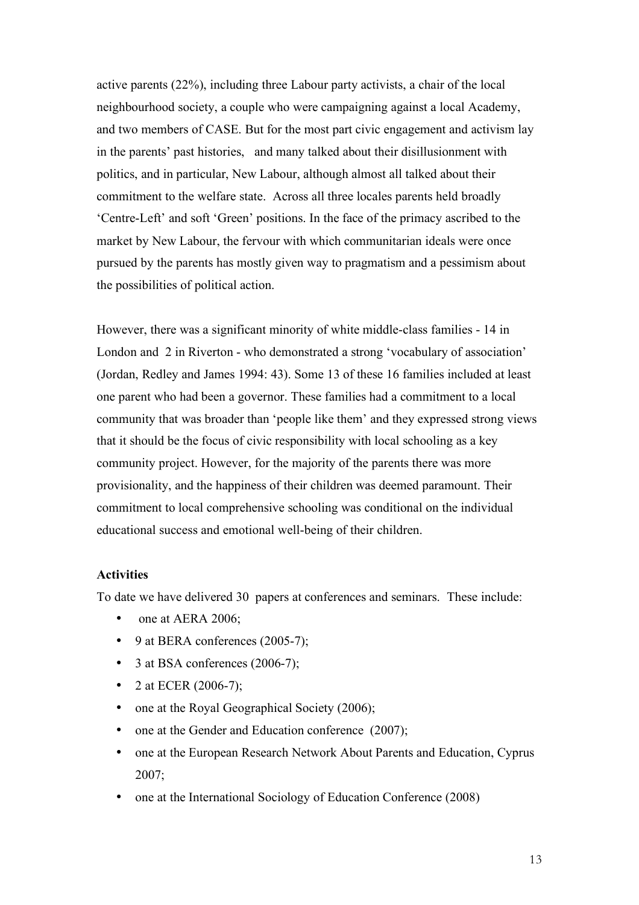active parents (22%), including three Labour party activists, a chair of the local neighbourhood society, a couple who were campaigning against a local Academy, and two members of CASE. But for the most part civic engagement and activism lay in the parents' past histories, and many talked about their disillusionment with politics, and in particular, New Labour, although almost all talked about their commitment to the welfare state. Across all three locales parents held broadly 'Centre-Left' and soft 'Green' positions. In the face of the primacy ascribed to the market by New Labour, the fervour with which communitarian ideals were once pursued by the parents has mostly given way to pragmatism and a pessimism about the possibilities of political action.

However, there was a significant minority of white middle-class families - 14 in London and 2 in Riverton - who demonstrated a strong 'vocabulary of association' (Jordan, Redley and James 1994: 43). Some 13 of these 16 families included at least one parent who had been a governor. These families had a commitment to a local community that was broader than 'people like them' and they expressed strong views that it should be the focus of civic responsibility with local schooling as a key community project. However, for the majority of the parents there was more provisionality, and the happiness of their children was deemed paramount. Their commitment to local comprehensive schooling was conditional on the individual educational success and emotional well-being of their children.

**Activities**

To date we have delivered 30 papers at conferences and seminars. These include:

- one at AERA 2006;
- 9 at BERA conferences (2005-7);
- 3 at BSA conferences (2006-7);
- 2 at ECER (2006-7);
- one at the Royal Geographical Society (2006);
- one at the Gender and Education conference (2007);
- one at the European Research Network About Parents and Education, Cyprus 2007;
- one at the International Sociology of Education Conference (2008)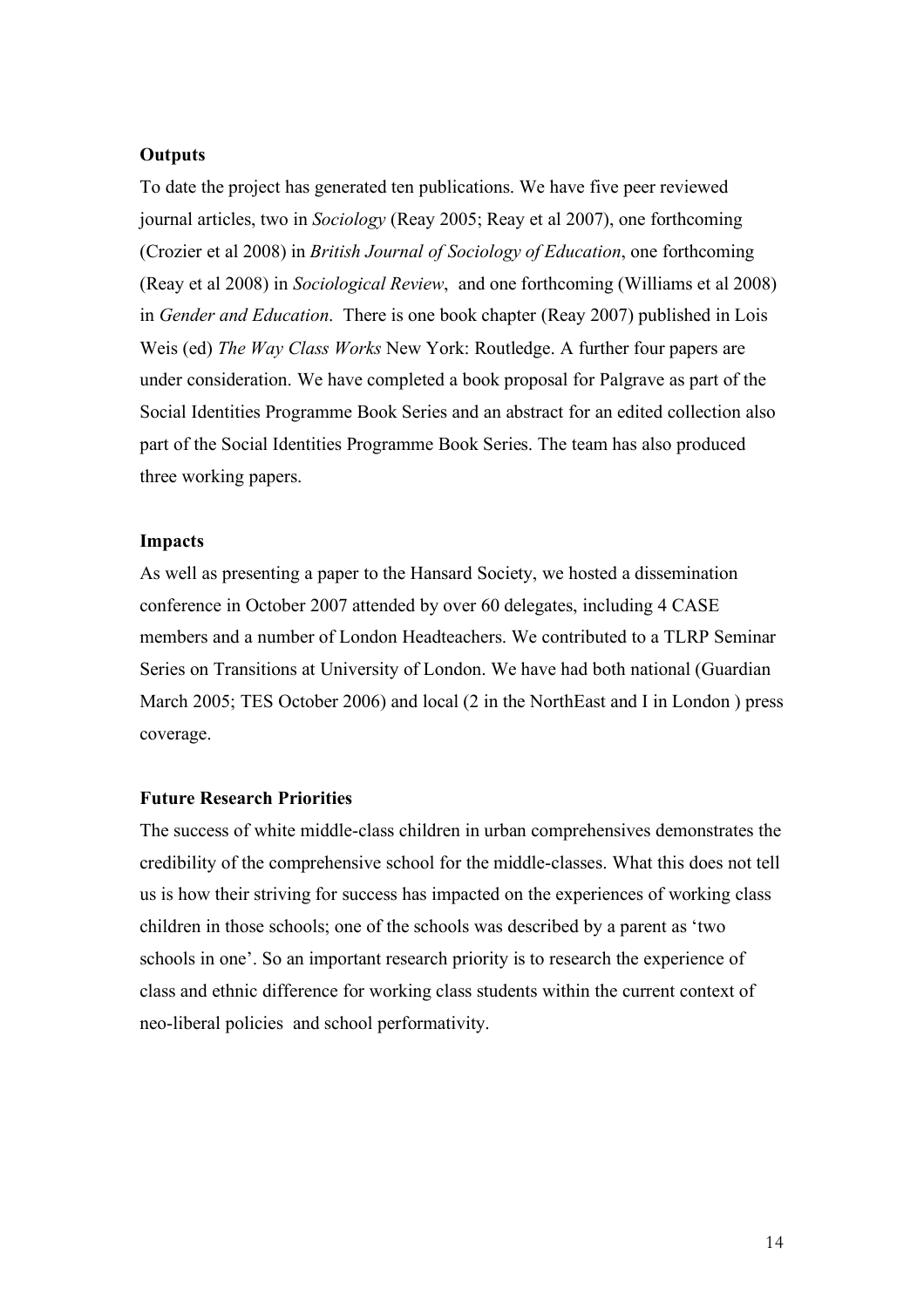**Outputs**

To date the project has generated ten publications. We have five peer reviewed journal articles, two in *Sociology* (Reay 2005; Reay et al 2007), one forthcoming (Crozier et al 2008) in *British Journal of Sociology of Education*, one forthcoming (Reay et al 2008) in *Sociological Review*, and one forthcoming (Williams et al 2008) in *Gender and Education*. There is one book chapter (Reay 2007) published in Lois Weis (ed) *The Way Class Works* New York: Routledge. A further four papers are under consideration. We have completed a book proposal for Palgrave as part of the Social Identities Programme Book Series and an abstract for an edited collection also part of the Social Identities Programme Book Series. The team has also produced three working papers.

**Impacts**

As well as presenting a paper to the Hansard Society, we hosted a dissemination conference in October 2007 attended by over 60 delegates, including 4 CASE members and a number of London Headteachers. We contributed to a TLRP Seminar Series on Transitions at University of London. We have had both national (Guardian March 2005; TES October 2006) and local (2 in the NorthEast and I in London ) press coverage.

**Future Research Priorities**

The success of white middle-class children in urban comprehensives demonstrates the credibility of the comprehensive school for the middle-classes. What this does not tell us is how their striving for success has impacted on the experiences of working class children in those schools; one of the schools was described by a parent as 'two schools in one'. So an important research priority is to research the experience of class and ethnic difference for working class students within the current context of neo-liberal policies and school performativity.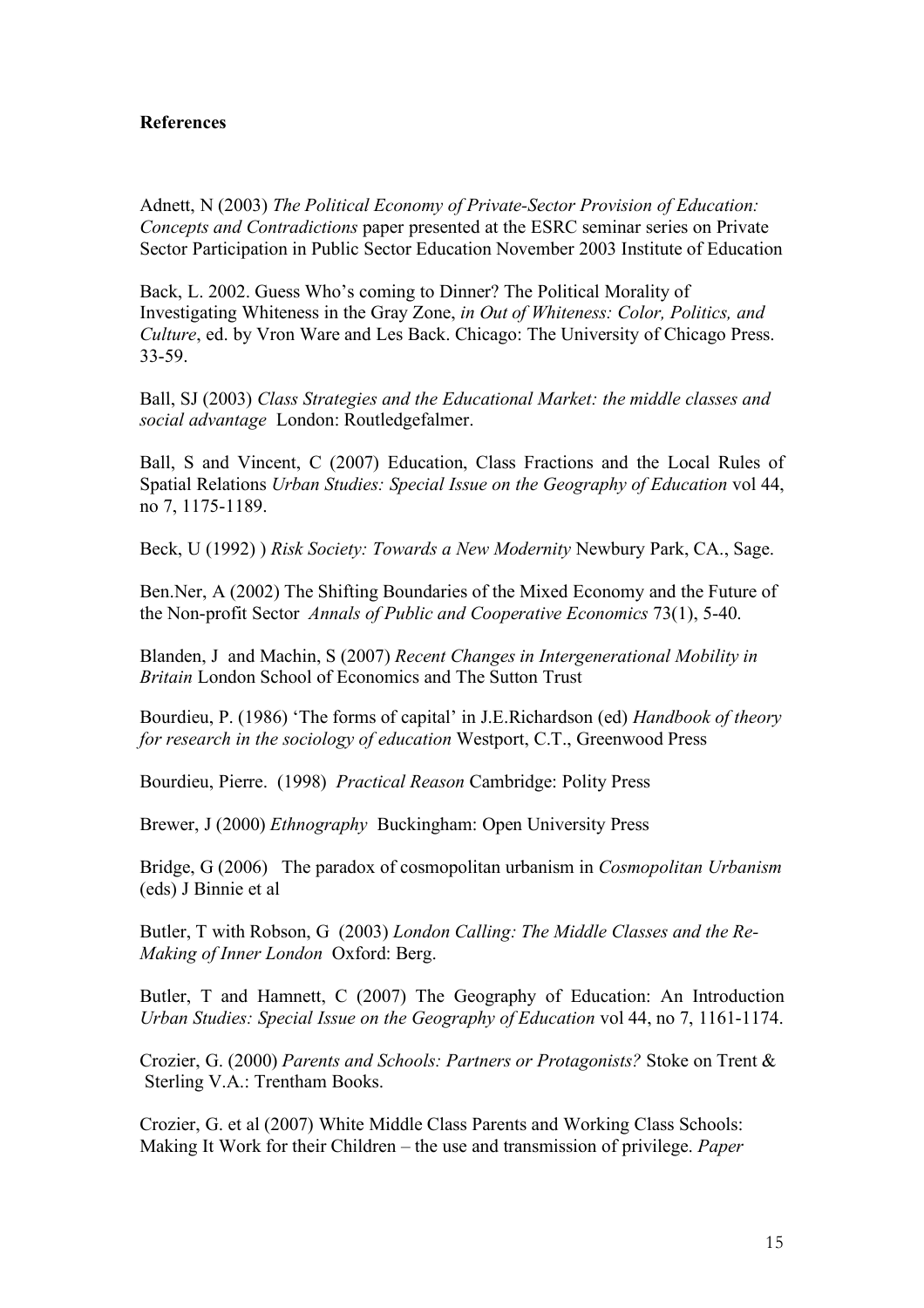**References**

Adnett, N (2003) *The Political Economy of Private-Sector Provision of Education: Concepts and Contradictions* paper presented at the ESRC seminar series on Private Sector Participation in Public Sector Education November 2003 Institute of Education

Back, L. 2002. Guess Who's coming to Dinner? The Political Morality of Investigating Whiteness in the Gray Zone, *in Out of Whiteness: Color, Politics, and Culture*, ed. by Vron Ware and Les Back. Chicago: The University of Chicago Press. 33-59.

Ball, SJ (2003) *Class Strategies and the Educational Market: the middle classes and social advantage* London: Routledgefalmer.

Ball, S and Vincent, C (2007) Education, Class Fractions and the Local Rules of Spatial Relations *Urban Studies: Special Issue on the Geography of Education* vol 44, no 7, 1175-1189.

Beck, U (1992) ) *Risk Society: Towards a New Modernity* Newbury Park, CA., Sage.

Ben.Ner, A (2002) The Shifting Boundaries of the Mixed Economy and the Future of the Non-profit Sector *Annals of Public and Cooperative Economics* 73(1), 5-40.

Blanden, J and Machin, S (2007) *Recent Changes in Intergenerational Mobility in Britain* London School of Economics and The Sutton Trust

Bourdieu, P. (1986) 'The forms of capital' in J.E.Richardson (ed) *Handbook of theory for research in the sociology of education* Westport, C.T., Greenwood Press

Bourdieu, Pierre. (1998) *Practical Reason* Cambridge: Polity Press

Brewer, J (2000) *Ethnography* Buckingham: Open University Press

Bridge, G (2006) The paradox of cosmopolitan urbanism in *Cosmopolitan Urbanism* (eds) J Binnie et al

Butler, T with Robson, G (2003) *London Calling: The Middle Classes and the Re-Making of Inner London* Oxford: Berg.

Butler, T and Hamnett, C (2007) The Geography of Education: An Introduction *Urban Studies: Special Issue on the Geography of Education* vol 44, no 7, 1161-1174.

Crozier, G. (2000) *Parents and Schools: Partners or Protagonists?* Stoke on Trent & Sterling V.A.: Trentham Books.

Crozier, G. et al (2007) White Middle Class Parents and Working Class Schools: Making It Work for their Children – the use and transmission of privilege. *Paper*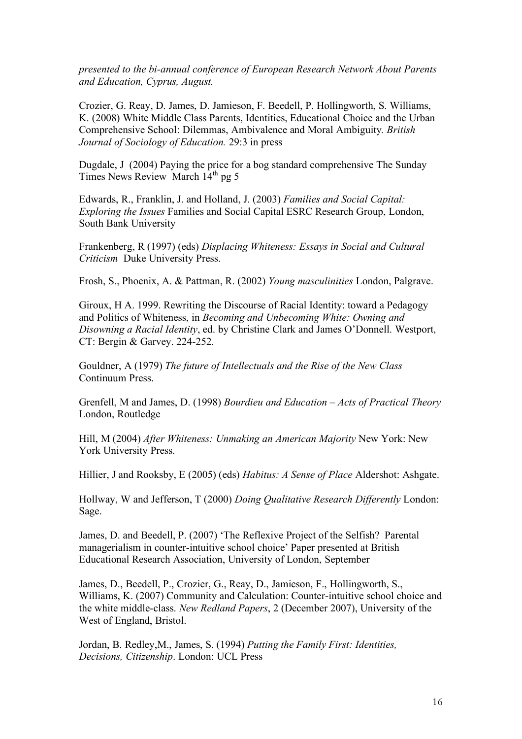*presented to the bi-annual conference of European Research Network About Parents and Education, Cyprus, August.*

Crozier, G. Reay, D. James, D. Jamieson, F. Beedell, P. Hollingworth, S. Williams, K. (2008) White Middle Class Parents, Identities, Educational Choice and the Urban Comprehensive School: Dilemmas, Ambivalence and Moral Ambiguity. *British Journal of Sociology of Education.* 29:3 in press

Dugdale, J (2004) Paying the price for a bog standard comprehensive The Sunday Times News Review March 14th pg 5

Edwards, R., Franklin, J. and Holland, J. (2003) *Families and Social Capital: Exploring the Issues* Families and Social Capital ESRC Research Group, London, South Bank University

Frankenberg, R (1997) (eds) *Displacing Whiteness: Essays in Social and Cultural Criticism* Duke University Press.

Frosh, S., Phoenix, A. & Pattman, R. (2002) *Young masculinities* London, Palgrave.

Giroux, H A. 1999. Rewriting the Discourse of Racial Identity: toward a Pedagogy and Politics of Whiteness, in *Becoming and Unbecoming White: Owning and Disowning a Racial Identity*, ed. by Christine Clark and James O'Donnell. Westport, CT: Bergin & Garvey. 224-252.

Gouldner, A (1979) *The future of Intellectuals and the Rise of the New Class* Continuum Press.

Grenfell, M and James, D. (1998) *Bourdieu and Education – Acts of Practical Theory* London, Routledge

Hill, M (2004) *After Whiteness: Unmaking an American Majority* New York: New York University Press.

Hillier, J and Rooksby, E (2005) (eds) *Habitus: A Sense of Place* Aldershot: Ashgate.

Hollway, W and Jefferson, T (2000) *Doing Qualitative Research Differently* London: Sage.

James, D. and Beedell, P. (2007) 'The Reflexive Project of the Selfish? Parental managerialism in counter-intuitive school choice' Paper presented at British Educational Research Association, University of London, September

James, D., Beedell, P., Crozier, G., Reay, D., Jamieson, F., Hollingworth, S., Williams, K. (2007) Community and Calculation: Counter-intuitive school choice and the white middle-class. *New Redland Papers*, 2 (December 2007), University of the West of England, Bristol.

Jordan, B. Redley,M., James, S. (1994) *Putting the Family First: Identities, Decisions, Citizenship*. London: UCL Press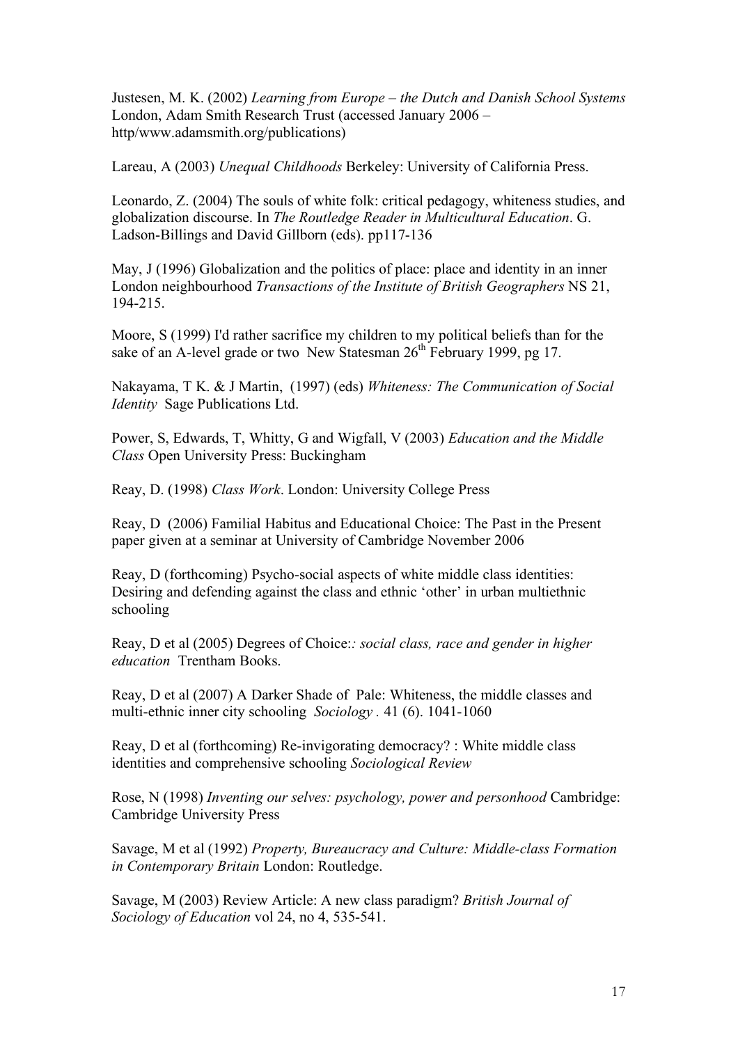Justesen, M. K. (2002) *Learning from Europe – the Dutch and Danish School Systems* London, Adam Smith Research Trust (accessed January 2006 – http/www.adamsmith.org/publications)

Lareau, A (2003) *Unequal Childhoods* Berkeley: University of California Press.

Leonardo, Z. (2004) The souls of white folk: critical pedagogy, whiteness studies, and globalization discourse. In *The Routledge Reader in Multicultural Education*. G. Ladson-Billings and David Gillborn (eds). pp117-136

May, J (1996) Globalization and the politics of place: place and identity in an inner London neighbourhood *Transactions of the Institute of British Geographers* NS 21, 194-215.

Moore, S (1999) I'd rather sacrifice my children to my political beliefs than for the sake of an A-level grade or two New Statesman 26th February 1999, pg 17.

Nakayama, T K. & J Martin, (1997) (eds) *Whiteness: The Communication of Social Identity* Sage Publications Ltd.

Power, S, Edwards, T, Whitty, G and Wigfall, V (2003) *Education and the Middle Class* Open University Press: Buckingham

Reay, D. (1998) *Class Work*. London: University College Press

Reay, D (2006) Familial Habitus and Educational Choice: The Past in the Present paper given at a seminar at University of Cambridge November 2006

Reay, D (forthcoming) Psycho-social aspects of white middle class identities: Desiring and defending against the class and ethnic 'other' in urban multiethnic schooling

Reay, D et al (2005) Degrees of Choice:*: social class, race and gender in higher education* Trentham Books.

Reay, D et al (2007) A Darker Shade of Pale: Whiteness, the middle classes and multi-ethnic inner city schooling *Sociology* . 41 (6). 1041-1060

Reay, D et al (forthcoming) Re-invigorating democracy? : White middle class identities and comprehensive schooling *Sociological Review*

Rose, N (1998) *Inventing our selves: psychology, power and personhood* Cambridge: Cambridge University Press

Savage, M et al (1992) *Property, Bureaucracy and Culture: Middle-class Formation in Contemporary Britain* London: Routledge.

Savage, M (2003) Review Article: A new class paradigm? *British Journal of Sociology of Education* vol 24, no 4, 535-541.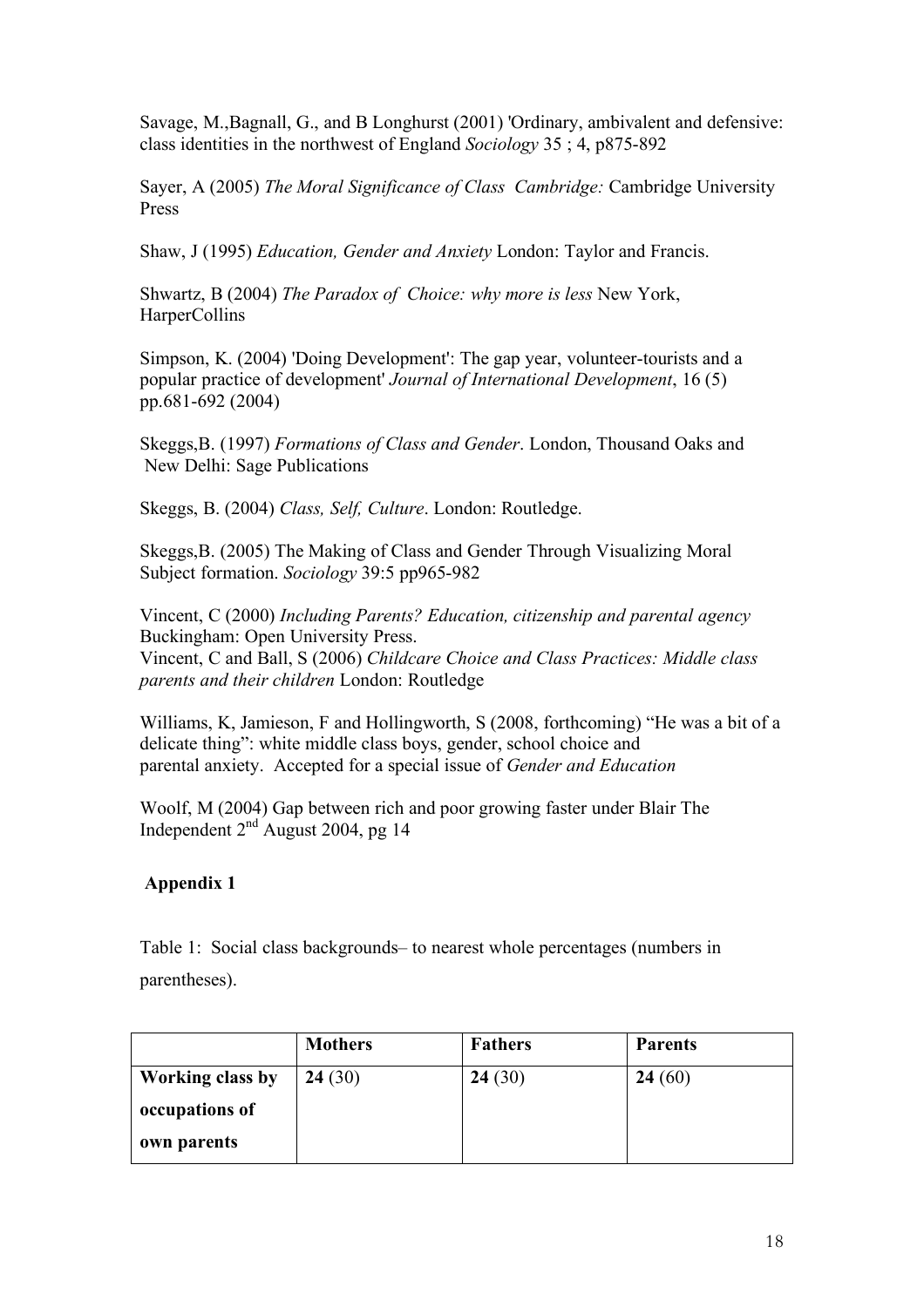Savage, M.,Bagnall, G., and B Longhurst (2001) 'Ordinary, ambivalent and defensive: class identities in the northwest of England *Sociology* 35 ; 4, p875-892

Sayer, A (2005) *The Moral Significance of Class Cambridge:* Cambridge University Press

Shaw, J (1995) *Education, Gender and Anxiety* London: Taylor and Francis.

Shwartz, B (2004) *The Paradox of Choice: why more is less* New York, HarperCollins

Simpson, K. (2004) 'Doing Development': The gap year, volunteer-tourists and a popular practice of development' *Journal of International Development*, 16 (5) pp.681-692 (2004)

Skeggs,B. (1997) *Formations of Class and Gender*. London, Thousand Oaks and New Delhi: Sage Publications

Skeggs, B. (2004) *Class, Self, Culture*. London: Routledge.

Skeggs,B. (2005) The Making of Class and Gender Through Visualizing Moral Subject formation. *Sociology* 39:5 pp965-982

Vincent, C (2000) *Including Parents? Education, citizenship and parental agency* Buckingham: Open University Press.
Vincent, C and Ball, S (2006) *Childcare Choice and Class Practices: Middle class parents and their children* London: Routledge

Williams, K, Jamieson, F and Hollingworth, S (2008, forthcoming) "He was a bit of a delicate thing": white middle class boys, gender, school choice and parental anxiety. Accepted for a special issue of *Gender and Education*

Woolf, M (2004) Gap between rich and poor growing faster under Blair The Independent 2nd August 2004, pg 14

## Appendix 1

Table 1: Social class backgrounds– to nearest whole percentages (numbers in parentheses).

| | **Mothers** | **Fathers** | **Parents** |
|---|---|---|---|
| **Working class by occupations of own parents** | **24** (30) | **24** (30) | **24** (60) |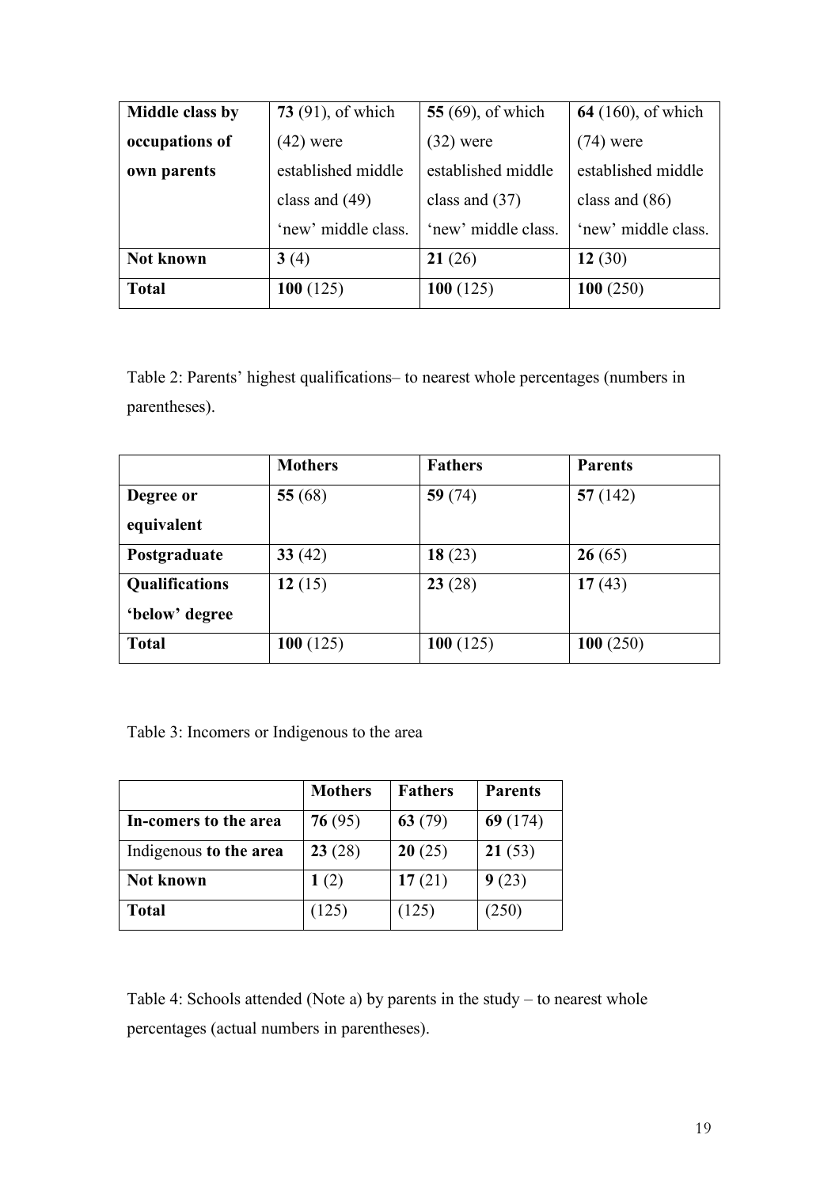| Middle class by occupations of own parents | **73** (91), of which (42) were established middle class and (49) 'new' middle class. | **55** (69), of which (32) were established middle class and (37) 'new' middle class. | **64** (160), of which (74) were established middle class and (86) 'new' middle class. |
|---|---|---|---|
| **Not known** | **3** (4) | **21** (26) | **12** (30) |
| **Total** | **100** (125) | **100** (125) | **100** (250) |

Table 2: Parents' highest qualifications– to nearest whole percentages (numbers in parentheses).

| | **Mothers** | **Fathers** | **Parents** |
|---|---|---|---|
| **Degree or equivalent** | **55** (68) | **59** (74) | **57** (142) |
| **Postgraduate** | **33** (42) | **18** (23) | **26** (65) |
| **Qualifications 'below' degree** | **12** (15) | **23** (28) | **17** (43) |
| **Total** | **100** (125) | **100** (125) | **100** (250) |

Table 3: Incomers or Indigenous to the area

| | **Mothers** | **Fathers** | **Parents** |
|---|---|---|---|
| **In-comers to the area** | **76** (95) | **63** (79) | **69** (174) |
| Indigenous **to the area** | **23** (28) | **20** (25) | **21** (53) |
| **Not known** | **1** (2) | **17** (21) | **9** (23) |
| **Total** | (125) | (125) | (250) |

Table 4: Schools attended (Note a) by parents in the study – to nearest whole percentages (actual numbers in parentheses).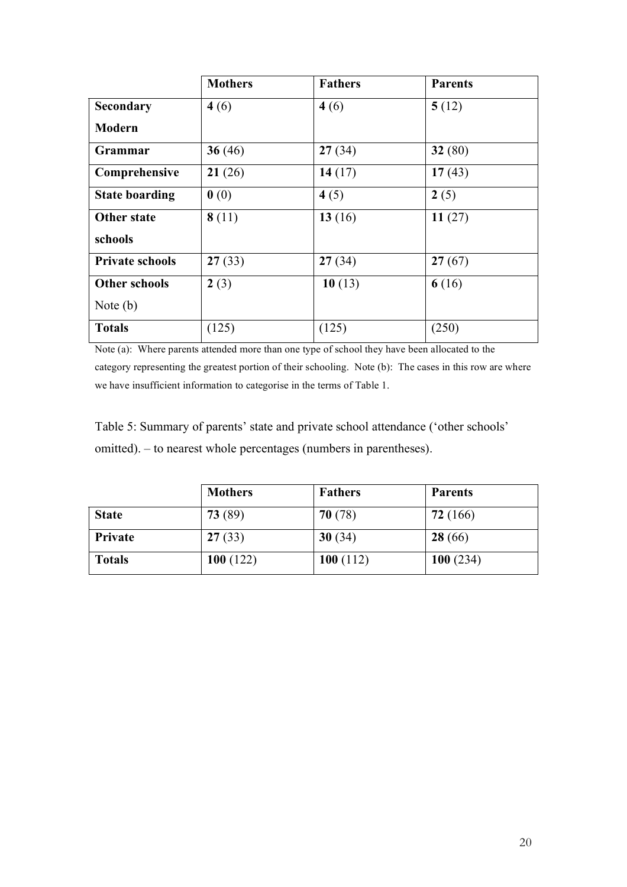| | Mothers | Fathers | Parents |
|---|---|---|---|
| **Secondary Modern** | **4** (6) | **4** (6) | **5** (12) |
| **Grammar** | **36** (46) | **27** (34) | **32** (80) |
| **Comprehensive** | **21** (26) | **14** (17) | **17** (43) |
| **State boarding** | **0** (0) | **4** (5) | **2** (5) |
| **Other state schools** | **8** (11) | **13** (16) | **11** (27) |
| **Private schools** | **27** (33) | **27** (34) | **27** (67) |
| **Other schools** Note (b) | **2** (3) | **10** (13) | **6** (16) |
| **Totals** | (125) | (125) | (250) |

Note (a): Where parents attended more than one type of school they have been allocated to the category representing the greatest portion of their schooling. Note (b): The cases in this row are where we have insufficient information to categorise in the terms of Table 1.

Table 5: Summary of parents' state and private school attendance ('other schools' omitted). – to nearest whole percentages (numbers in parentheses).

| | Mothers | Fathers | Parents |
|---|---|---|---|
| **State** | **73** (89) | **70** (78) | **72** (166) |
| **Private** | **27** (33) | **30** (34) | **28** (66) |
| **Totals** | **100** (122) | **100** (112) | **100** (234) |